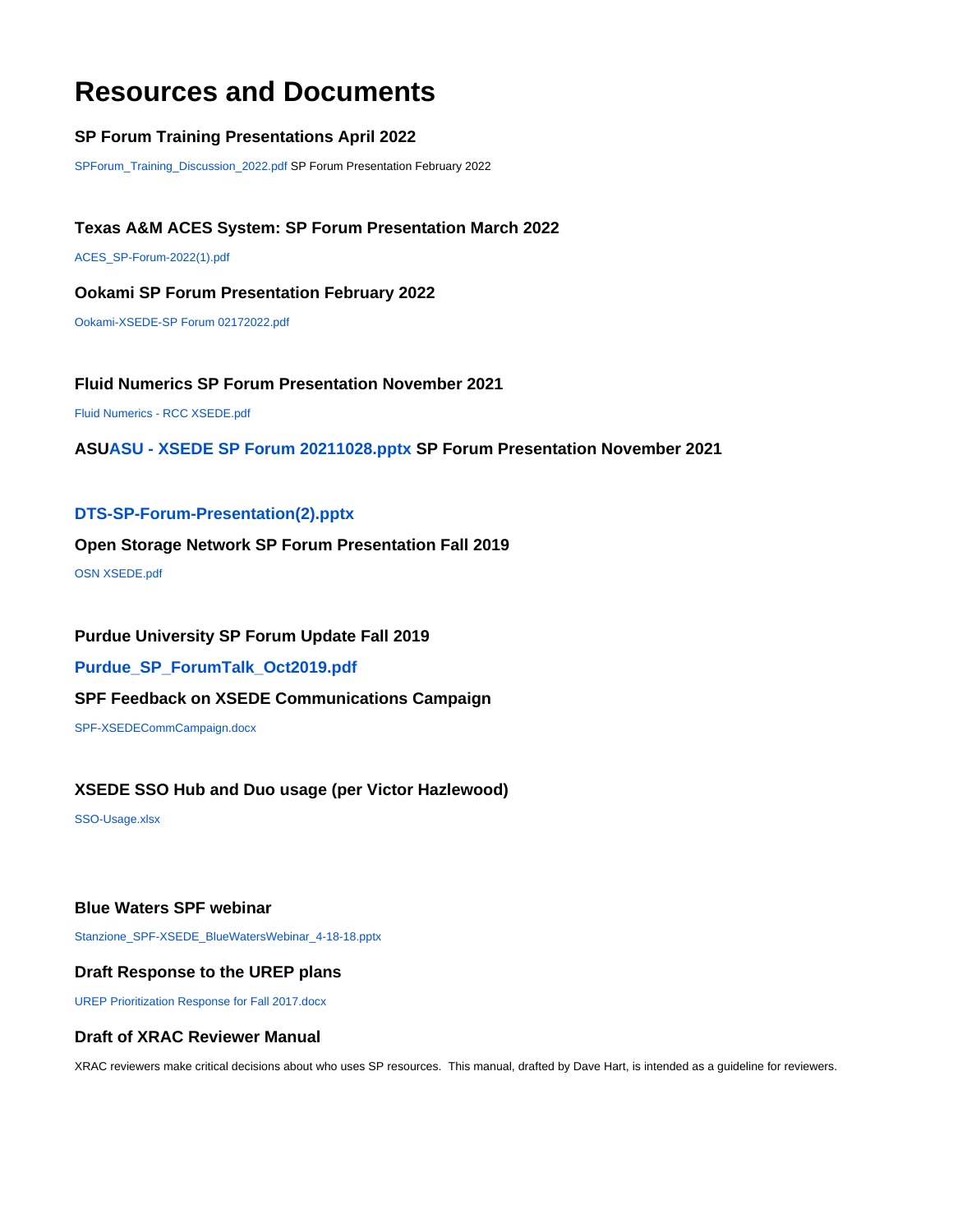# Resources and Documents

### SP Forum Training Presentations April 2022

SPForum_Training_Discussion_2022.pdf SP Forum Presentation February 2022

### Texas A&M ACES System: SP Forum Presentation March 2022

ACES_SP-Forum-2022(1).pdf

### Ookami SP Forum Presentation February 2022

Ookami-XSEDE-SP Forum 02172022.pdf

### Fluid Numerics SP Forum Presentation November 2021

Fluid Numerics - RCC XSEDE.pdf

### ASUASU - XSEDE SP Forum 20211028.pptx SP Forum Presentation November 2021

### DTS-SP-Forum-Presentation(2).pptx

### Open Storage Network SP Forum Presentation Fall 2019

OSN XSEDE.pdf

### Purdue University SP Forum Update Fall 2019

### Purdue_SP_ForumTalk_Oct2019.pdf

### SPF Feedback on XSEDE Communications Campaign

SPF-XSEDECommCampaign.docx

### XSEDE SSO Hub and Duo usage (per Victor Hazlewood)

SSO-Usage.xlsx

### Blue Waters SPF webinar

Stanzione_SPF-XSEDE_BlueWatersWebinar_4-18-18.pptx

### Draft Response to the UREP plans

UREP Prioritization Response for Fall 2017.docx

### Draft of XRAC Reviewer Manual

XRAC reviewers make critical decisions about who uses SP resources. This manual, drafted by Dave Hart, is intended as a guideline for reviewers.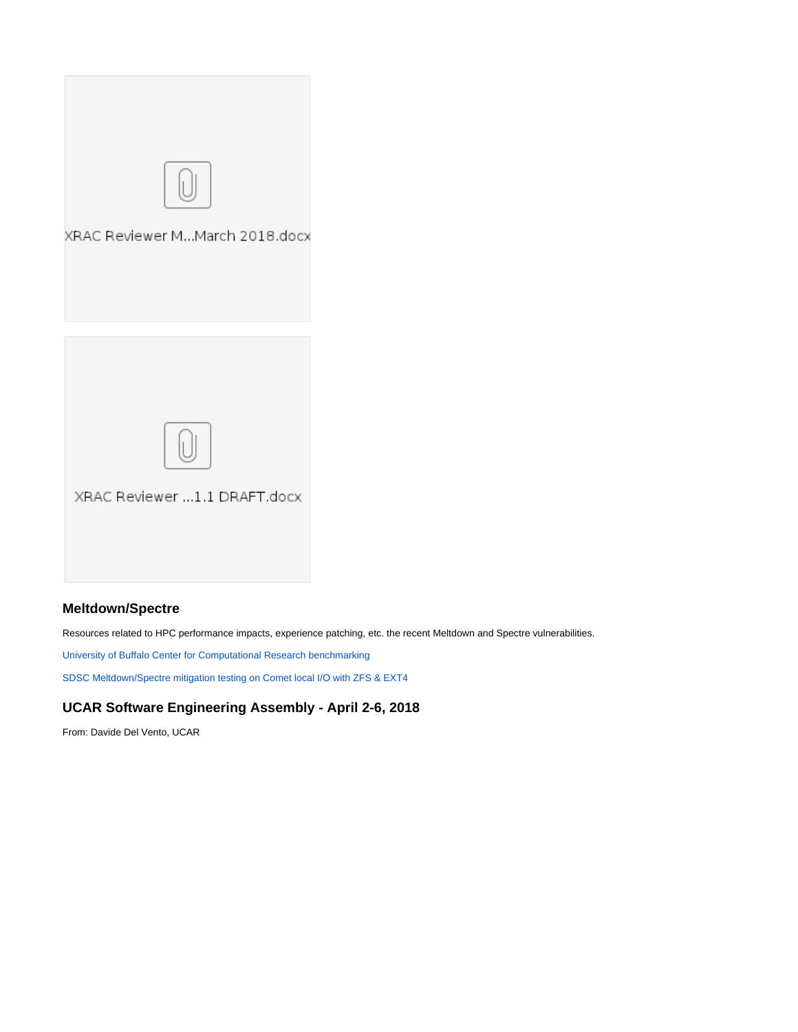XRAC Reviewer M...March 2018.docx

XRAC Reviewer ...1.1 DRAFT.docx

### Meltdown/Spectre

Resources related to HPC performance impacts, experience patching, etc. the recent Meltdown and Spectre vulnerabilities.

University of Buffalo Center for Computational Research benchmarking

SDSC Meltdown/Spectre mitigation testing on Comet local I/O with ZFS & EXT4

### UCAR Software Engineering Assembly - April 2-6, 2018

From: Davide Del Vento, UCAR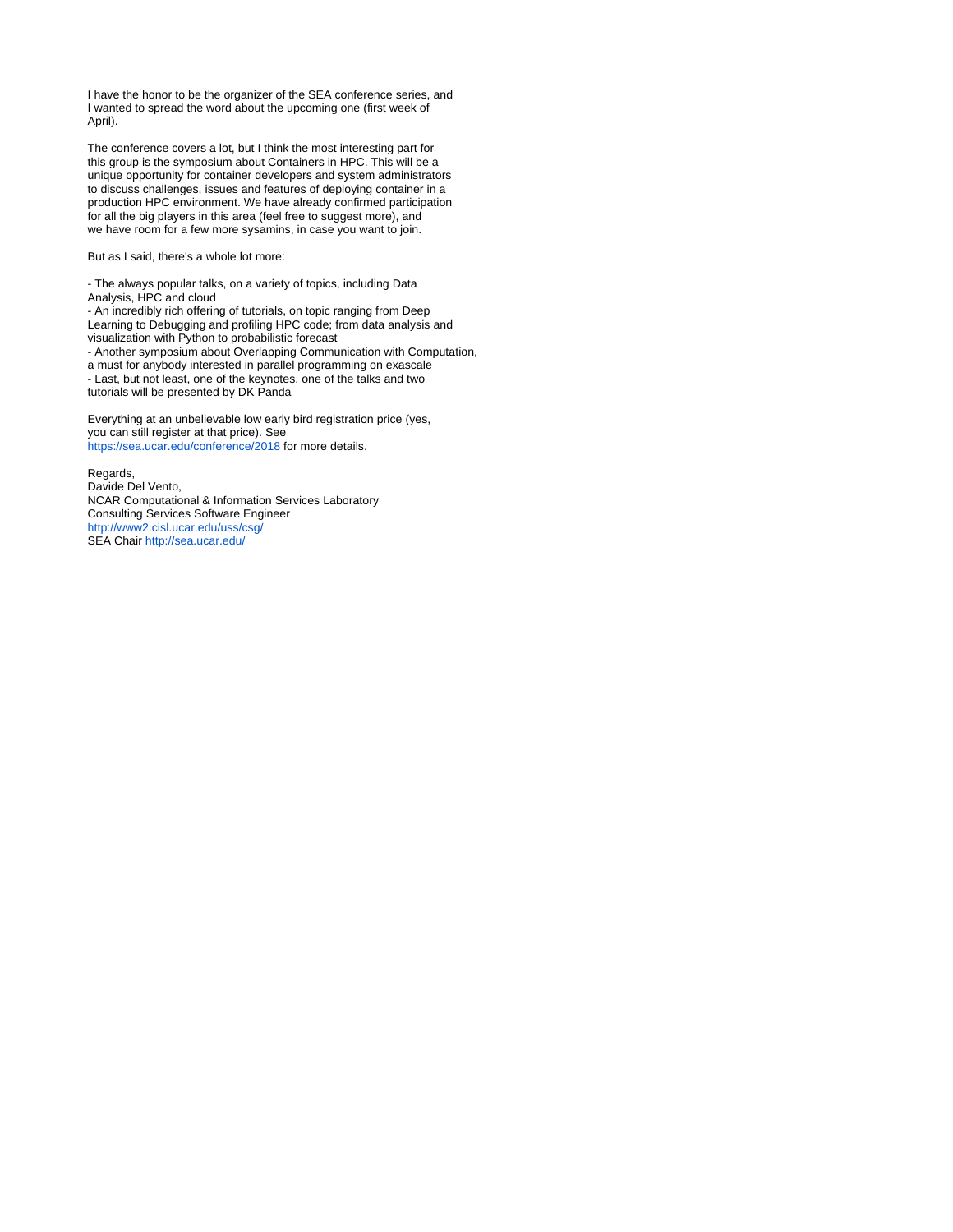I have the honor to be the organizer of the SEA conference series, and I wanted to spread the word about the upcoming one (first week of April).

The conference covers a lot, but I think the most interesting part for this group is the symposium about Containers in HPC. This will be a unique opportunity for container developers and system administrators to discuss challenges, issues and features of deploying container in a production HPC environment. We have already confirmed participation for all the big players in this area (feel free to suggest more), and we have room for a few more sysamins, in case you want to join.

But as I said, there's a whole lot more:

- The always popular talks, on a variety of topics, including Data Analysis, HPC and cloud
- An incredibly rich offering of tutorials, on topic ranging from Deep Learning to Debugging and profiling HPC code; from data analysis and visualization with Python to probabilistic forecast
- Another symposium about Overlapping Communication with Computation, a must for anybody interested in parallel programming on exascale
- Last, but not least, one of the keynotes, one of the talks and two tutorials will be presented by DK Panda

Everything at an unbelievable low early bird registration price (yes, you can still register at that price). See https://sea.ucar.edu/conference/2018 for more details.

Regards,
Davide Del Vento,
NCAR Computational & Information Services Laboratory
Consulting Services Software Engineer
http://www2.cisl.ucar.edu/uss/csg/
SEA Chair http://sea.ucar.edu/